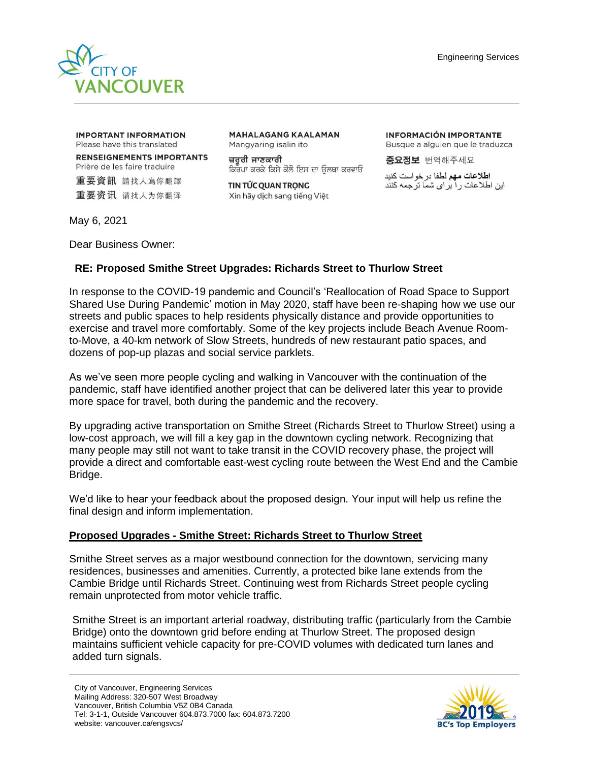CITY OF VANCOUVER

Engineering Services

**IMPORTANT INFORMATION**
Please have this translated

**RENSEIGNEMENTS IMPORTANTS**
Prière de les faire traduire

**重要資訊** 請找人為你翻譯

**重要资讯** 请找人为你翻译

**MAHALAGANG KAALAMAN**
Mangyaring isalin ito

**ਜ਼ਰੂਰੀ ਜਾਣਕਾਰੀ**
ਕਿਰਪਾ ਕਰਕੇ ਕਿਸੇ ਕੋਲੋਂ ਇਸ ਦਾ ਉਲਥਾ ਕਰਵਾਓ

**TIN TỨC QUAN TRỌNG**
Xin hãy dịch sang tiếng Việt

**INFORMACIÓN IMPORTANTE**
Busque a alguien que le traduzca

**중요정보** 번역해주세요

**اطلاعات مهم** لطفا درخواست کنید
این اطلاعات را برای شما ترجمه کنند

May 6, 2021

Dear Business Owner:

**RE: Proposed Smithe Street Upgrades: Richards Street to Thurlow Street**

In response to the COVID-19 pandemic and Council's 'Reallocation of Road Space to Support Shared Use During Pandemic' motion in May 2020, staff have been re-shaping how we use our streets and public spaces to help residents physically distance and provide opportunities to exercise and travel more comfortably. Some of the key projects include Beach Avenue Room-to-Move, a 40-km network of Slow Streets, hundreds of new restaurant patio spaces, and dozens of pop-up plazas and social service parklets.

As we've seen more people cycling and walking in Vancouver with the continuation of the pandemic, staff have identified another project that can be delivered later this year to provide more space for travel, both during the pandemic and the recovery.

By upgrading active transportation on Smithe Street (Richards Street to Thurlow Street) using a low-cost approach, we will fill a key gap in the downtown cycling network. Recognizing that many people may still not want to take transit in the COVID recovery phase, the project will provide a direct and comfortable east-west cycling route between the West End and the Cambie Bridge.

We'd like to hear your feedback about the proposed design. Your input will help us refine the final design and inform implementation.

**Proposed Upgrades - Smithe Street: Richards Street to Thurlow Street**

Smithe Street serves as a major westbound connection for the downtown, servicing many residences, businesses and amenities. Currently, a protected bike lane extends from the Cambie Bridge until Richards Street. Continuing west from Richards Street people cycling remain unprotected from motor vehicle traffic.

Smithe Street is an important arterial roadway, distributing traffic (particularly from the Cambie Bridge) onto the downtown grid before ending at Thurlow Street. The proposed design maintains sufficient vehicle capacity for pre-COVID volumes with dedicated turn lanes and added turn signals.

City of Vancouver, Engineering Services
Mailing Address: 320-507 West Broadway
Vancouver, British Columbia V5Z 0B4 Canada
Tel: 3-1-1, Outside Vancouver 604.873.7000 fax: 604.873.7200
website: vancouver.ca/engsvcs/

2019 BC's Top Employers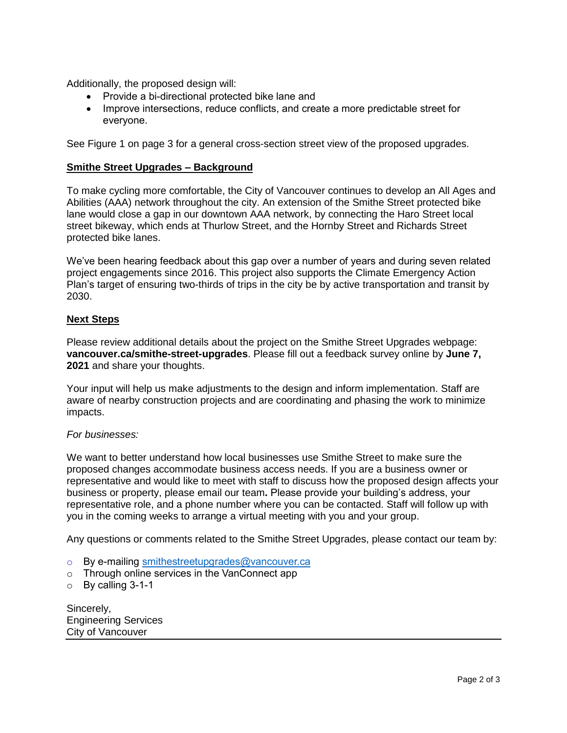Additionally, the proposed design will:

- Provide a bi-directional protected bike lane and
- Improve intersections, reduce conflicts, and create a more predictable street for everyone.

See Figure 1 on page 3 for a general cross-section street view of the proposed upgrades.

## Smithe Street Upgrades – Background

To make cycling more comfortable, the City of Vancouver continues to develop an All Ages and Abilities (AAA) network throughout the city. An extension of the Smithe Street protected bike lane would close a gap in our downtown AAA network, by connecting the Haro Street local street bikeway, which ends at Thurlow Street, and the Hornby Street and Richards Street protected bike lanes.

We've been hearing feedback about this gap over a number of years and during seven related project engagements since 2016. This project also supports the Climate Emergency Action Plan's target of ensuring two-thirds of trips in the city be by active transportation and transit by 2030.

## Next Steps

Please review additional details about the project on the Smithe Street Upgrades webpage: **vancouver.ca/smithe-street-upgrades**. Please fill out a feedback survey online by **June 7, 2021** and share your thoughts.

Your input will help us make adjustments to the design and inform implementation. Staff are aware of nearby construction projects and are coordinating and phasing the work to minimize impacts.

*For businesses:*

We want to better understand how local businesses use Smithe Street to make sure the proposed changes accommodate business access needs. If you are a business owner or representative and would like to meet with staff to discuss how the proposed design affects your business or property, please email our team**.** Please provide your building's address, your representative role, and a phone number where you can be contacted. Staff will follow up with you in the coming weeks to arrange a virtual meeting with you and your group.

Any questions or comments related to the Smithe Street Upgrades, please contact our team by:

- By e-mailing smithestreetupgrades@vancouver.ca
- Through online services in the VanConnect app
- By calling 3-1-1

Sincerely,
Engineering Services
City of Vancouver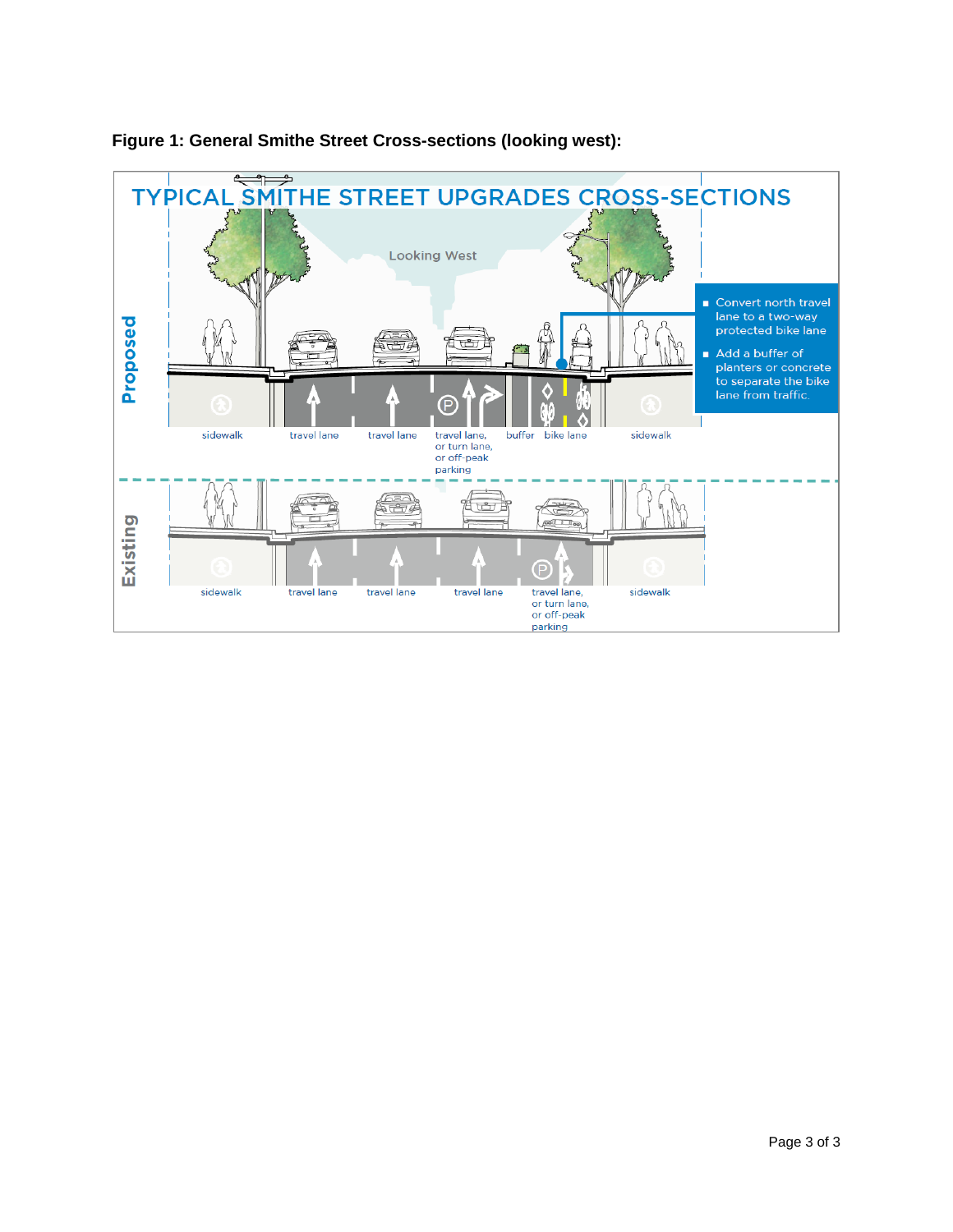**Figure 1: General Smithe Street Cross-sections (looking west):**

TYPICAL SMITHE STREET UPGRADES CROSS-SECTIONS

Looking West

Proposed

- Convert north travel lane to a two-way protected bike lane
- Add a buffer of planters or concrete to separate the bike lane from traffic.

sidewalk

travel lane

travel lane

travel lane, or turn lane, or off-peak parking

buffer

bike lane

sidewalk

Existing

sidewalk

travel lane

travel lane

travel lane

travel lane, or turn lane, or off-peak parking

sidewalk